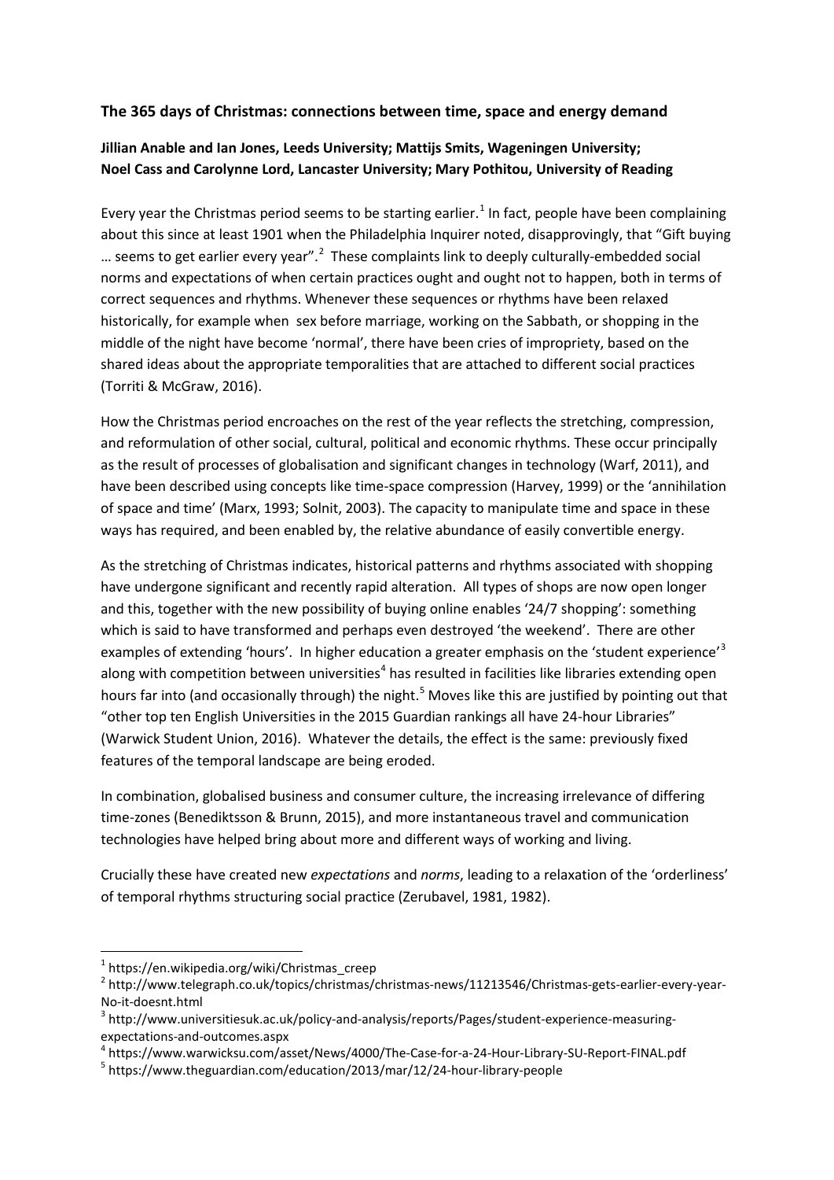**The 365 days of Christmas: connections between time, space and energy demand**

**Jillian Anable and Ian Jones, Leeds University; Mattijs Smits, Wageningen University; Noel Cass and Carolynne Lord, Lancaster University; Mary Pothitou, University of Reading**

Every year the Christmas period seems to be starting earlier.[1] In fact, people have been complaining about this since at least 1901 when the Philadelphia Inquirer noted, disapprovingly, that "Gift buying … seems to get earlier every year".[2] These complaints link to deeply culturally-embedded social norms and expectations of when certain practices ought and ought not to happen, both in terms of correct sequences and rhythms. Whenever these sequences or rhythms have been relaxed historically, for example when sex before marriage, working on the Sabbath, or shopping in the middle of the night have become 'normal', there have been cries of impropriety, based on the shared ideas about the appropriate temporalities that are attached to different social practices (Torriti & McGraw, 2016).

How the Christmas period encroaches on the rest of the year reflects the stretching, compression, and reformulation of other social, cultural, political and economic rhythms. These occur principally as the result of processes of globalisation and significant changes in technology (Warf, 2011), and have been described using concepts like time-space compression (Harvey, 1999) or the 'annihilation of space and time' (Marx, 1993; Solnit, 2003). The capacity to manipulate time and space in these ways has required, and been enabled by, the relative abundance of easily convertible energy.

As the stretching of Christmas indicates, historical patterns and rhythms associated with shopping have undergone significant and recently rapid alteration. All types of shops are now open longer and this, together with the new possibility of buying online enables '24/7 shopping': something which is said to have transformed and perhaps even destroyed 'the weekend'. There are other examples of extending 'hours'. In higher education a greater emphasis on the 'student experience'[3] along with competition between universities[4] has resulted in facilities like libraries extending open hours far into (and occasionally through) the night.[5] Moves like this are justified by pointing out that "other top ten English Universities in the 2015 Guardian rankings all have 24-hour Libraries" (Warwick Student Union, 2016). Whatever the details, the effect is the same: previously fixed features of the temporal landscape are being eroded.

In combination, globalised business and consumer culture, the increasing irrelevance of differing time-zones (Benediktsson & Brunn, 2015), and more instantaneous travel and communication technologies have helped bring about more and different ways of working and living.

Crucially these have created new *expectations* and *norms*, leading to a relaxation of the 'orderliness' of temporal rhythms structuring social practice (Zerubavel, 1981, 1982).

---

[1] https://en.wikipedia.org/wiki/Christmas_creep

[2] http://www.telegraph.co.uk/topics/christmas/christmas-news/11213546/Christmas-gets-earlier-every-year-No-it-doesnt.html

[3] http://www.universitiesuk.ac.uk/policy-and-analysis/reports/Pages/student-experience-measuring-expectations-and-outcomes.aspx

[4] https://www.warwicksu.com/asset/News/4000/The-Case-for-a-24-Hour-Library-SU-Report-FINAL.pdf

[5] https://www.theguardian.com/education/2013/mar/12/24-hour-library-people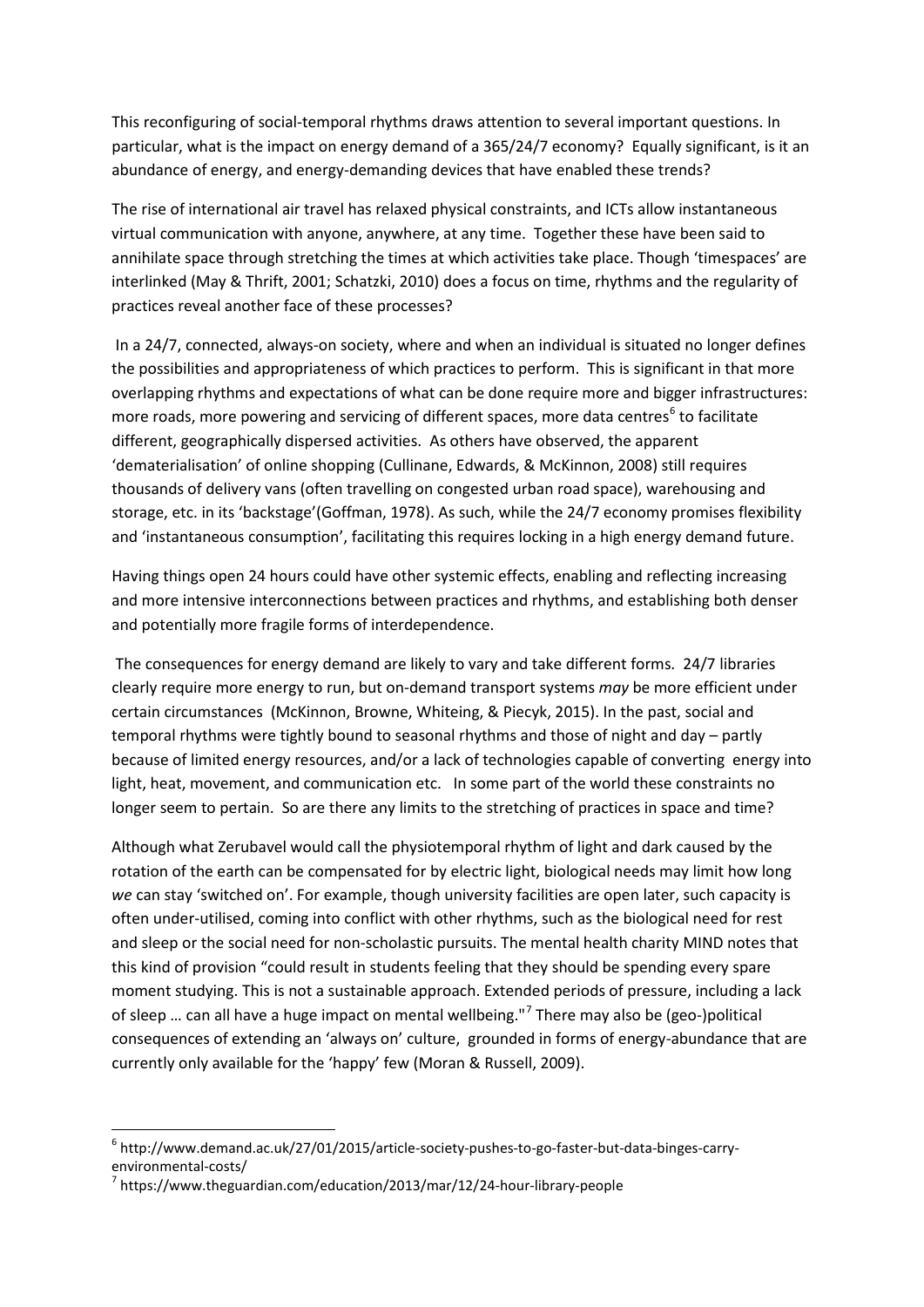This reconfiguring of social-temporal rhythms draws attention to several important questions. In particular, what is the impact on energy demand of a 365/24/7 economy? Equally significant, is it an abundance of energy, and energy-demanding devices that have enabled these trends?

The rise of international air travel has relaxed physical constraints, and ICTs allow instantaneous virtual communication with anyone, anywhere, at any time. Together these have been said to annihilate space through stretching the times at which activities take place. Though 'timespaces' are interlinked (May & Thrift, 2001; Schatzki, 2010) does a focus on time, rhythms and the regularity of practices reveal another face of these processes?

In a 24/7, connected, always-on society, where and when an individual is situated no longer defines the possibilities and appropriateness of which practices to perform. This is significant in that more overlapping rhythms and expectations of what can be done require more and bigger infrastructures: more roads, more powering and servicing of different spaces, more data centres[6] to facilitate different, geographically dispersed activities. As others have observed, the apparent 'dematerialisation' of online shopping (Cullinane, Edwards, & McKinnon, 2008) still requires thousands of delivery vans (often travelling on congested urban road space), warehousing and storage, etc. in its 'backstage'(Goffman, 1978). As such, while the 24/7 economy promises flexibility and 'instantaneous consumption', facilitating this requires locking in a high energy demand future.

Having things open 24 hours could have other systemic effects, enabling and reflecting increasing and more intensive interconnections between practices and rhythms, and establishing both denser and potentially more fragile forms of interdependence.

The consequences for energy demand are likely to vary and take different forms. 24/7 libraries clearly require more energy to run, but on-demand transport systems *may* be more efficient under certain circumstances (McKinnon, Browne, Whiteing, & Piecyk, 2015). In the past, social and temporal rhythms were tightly bound to seasonal rhythms and those of night and day – partly because of limited energy resources, and/or a lack of technologies capable of converting energy into light, heat, movement, and communication etc. In some part of the world these constraints no longer seem to pertain. So are there any limits to the stretching of practices in space and time?

Although what Zerubavel would call the physiotemporal rhythm of light and dark caused by the rotation of the earth can be compensated for by electric light, biological needs may limit how long *we* can stay 'switched on'. For example, though university facilities are open later, such capacity is often under-utilised, coming into conflict with other rhythms, such as the biological need for rest and sleep or the social need for non-scholastic pursuits. The mental health charity MIND notes that this kind of provision "could result in students feeling that they should be spending every spare moment studying. This is not a sustainable approach. Extended periods of pressure, including a lack of sleep … can all have a huge impact on mental wellbeing."[7] There may also be (geo-)political consequences of extending an 'always on' culture, grounded in forms of energy-abundance that are currently only available for the 'happy' few (Moran & Russell, 2009).

---

[6] http://www.demand.ac.uk/27/01/2015/article-society-pushes-to-go-faster-but-data-binges-carry-environmental-costs/

[7] https://www.theguardian.com/education/2013/mar/12/24-hour-library-people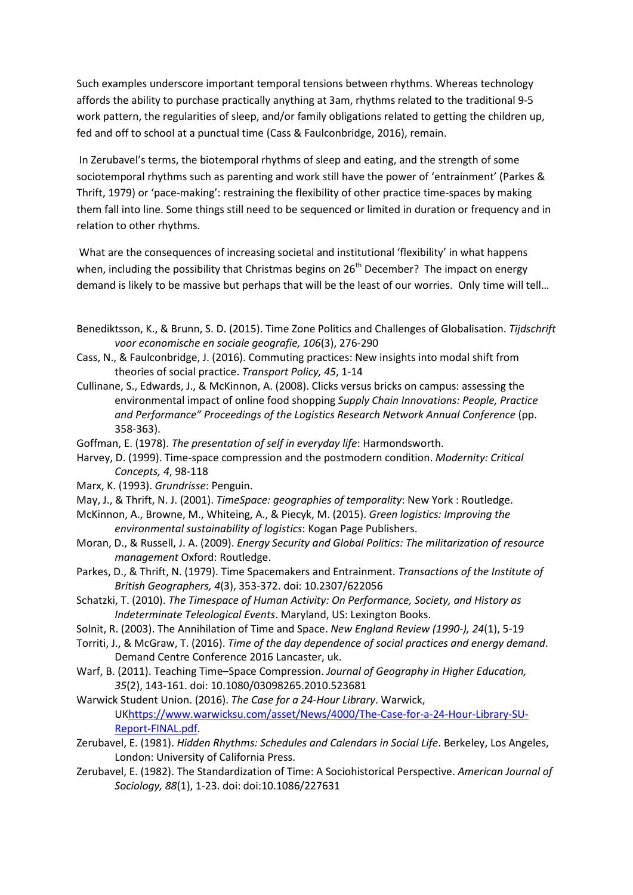Such examples underscore important temporal tensions between rhythms. Whereas technology affords the ability to purchase practically anything at 3am, rhythms related to the traditional 9-5 work pattern, the regularities of sleep, and/or family obligations related to getting the children up, fed and off to school at a punctual time (Cass & Faulconbridge, 2016), remain.

In Zerubavel's terms, the biotemporal rhythms of sleep and eating, and the strength of some sociotemporal rhythms such as parenting and work still have the power of 'entrainment' (Parkes & Thrift, 1979) or 'pace-making': restraining the flexibility of other practice time-spaces by making them fall into line. Some things still need to be sequenced or limited in duration or frequency and in relation to other rhythms.

What are the consequences of increasing societal and institutional 'flexibility' in what happens when, including the possibility that Christmas begins on 26th December? The impact on energy demand is likely to be massive but perhaps that will be the least of our worries. Only time will tell…

Benediktsson, K., & Brunn, S. D. (2015). Time Zone Politics and Challenges of Globalisation. *Tijdschrift voor economische en sociale geografie, 106*(3), 276-290

Cass, N., & Faulconbridge, J. (2016). Commuting practices: New insights into modal shift from theories of social practice. *Transport Policy, 45*, 1-14

Cullinane, S., Edwards, J., & McKinnon, A. (2008). Clicks versus bricks on campus: assessing the environmental impact of online food shopping *Supply Chain Innovations: People, Practice and Performance" Proceedings of the Logistics Research Network Annual Conference* (pp. 358-363).

Goffman, E. (1978). *The presentation of self in everyday life*: Harmondsworth.

Harvey, D. (1999). Time-space compression and the postmodern condition. *Modernity: Critical Concepts, 4*, 98-118

Marx, K. (1993). *Grundrisse*: Penguin.

May, J., & Thrift, N. J. (2001). *TimeSpace: geographies of temporality*: New York : Routledge.

McKinnon, A., Browne, M., Whiteing, A., & Piecyk, M. (2015). *Green logistics: Improving the environmental sustainability of logistics*: Kogan Page Publishers.

Moran, D., & Russell, J. A. (2009). *Energy Security and Global Politics: The militarization of resource management* Oxford: Routledge.

Parkes, D., & Thrift, N. (1979). Time Spacemakers and Entrainment. *Transactions of the Institute of British Geographers, 4*(3), 353-372. doi: 10.2307/622056

Schatzki, T. (2010). *The Timespace of Human Activity: On Performance, Society, and History as Indeterminate Teleological Events*. Maryland, US: Lexington Books.

Solnit, R. (2003). The Annihilation of Time and Space. *New England Review (1990-), 24*(1), 5-19

Torriti, J., & McGraw, T. (2016). *Time of the day dependence of social practices and energy demand*. Demand Centre Conference 2016 Lancaster, uk.

Warf, B. (2011). Teaching Time–Space Compression. *Journal of Geography in Higher Education, 35*(2), 143-161. doi: 10.1080/03098265.2010.523681

Warwick Student Union. (2016). *The Case for a 24-Hour Library*. Warwick, UKhttps://www.warwicksu.com/asset/News/4000/The-Case-for-a-24-Hour-Library-SU-Report-FINAL.pdf.

Zerubavel, E. (1981). *Hidden Rhythms: Schedules and Calendars in Social Life*. Berkeley, Los Angeles, London: University of California Press.

Zerubavel, E. (1982). The Standardization of Time: A Sociohistorical Perspective. *American Journal of Sociology, 88*(1), 1-23. doi: doi:10.1086/227631